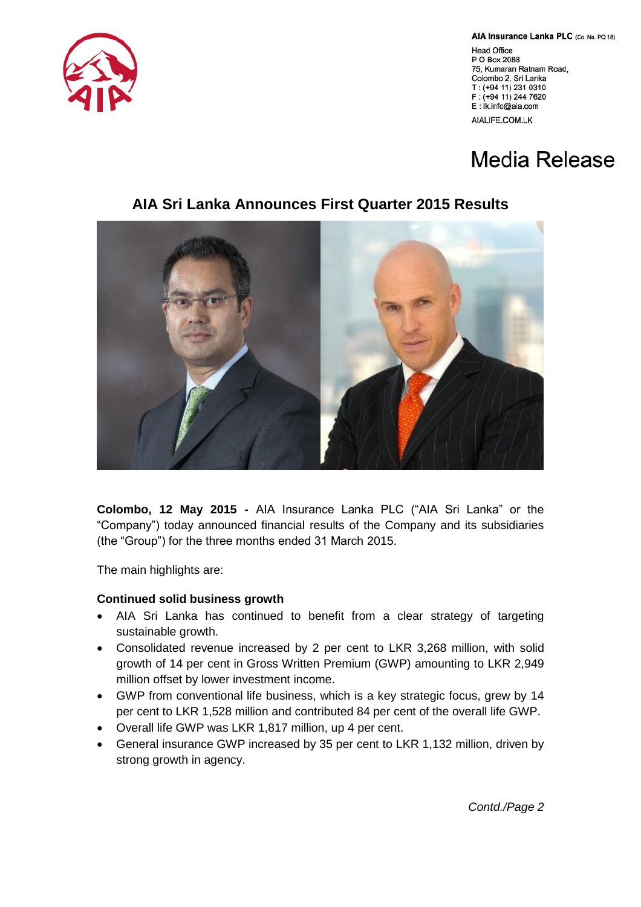AIA Insurance Lanka PLC (Co. No. PQ 18)

Head Office
P O Box 2088
75, Kumaran Ratnam Road,
Colombo 2, Sri Lanka
T : (+94 11) 231 0310
F : (+94 11) 244 7620
E : lk.info@aia.com

AIALIFE.COM.LK

# Media Release

## AIA Sri Lanka Announces First Quarter 2015 Results

**Colombo, 12 May 2015 -** AIA Insurance Lanka PLC ("AIA Sri Lanka" or the "Company") today announced financial results of the Company and its subsidiaries (the "Group") for the three months ended 31 March 2015.

The main highlights are:

**Continued solid business growth**

- AIA Sri Lanka has continued to benefit from a clear strategy of targeting sustainable growth.
- Consolidated revenue increased by 2 per cent to LKR 3,268 million, with solid growth of 14 per cent in Gross Written Premium (GWP) amounting to LKR 2,949 million offset by lower investment income.
- GWP from conventional life business, which is a key strategic focus, grew by 14 per cent to LKR 1,528 million and contributed 84 per cent of the overall life GWP.
- Overall life GWP was LKR 1,817 million, up 4 per cent.
- General insurance GWP increased by 35 per cent to LKR 1,132 million, driven by strong growth in agency.

*Contd./Page 2*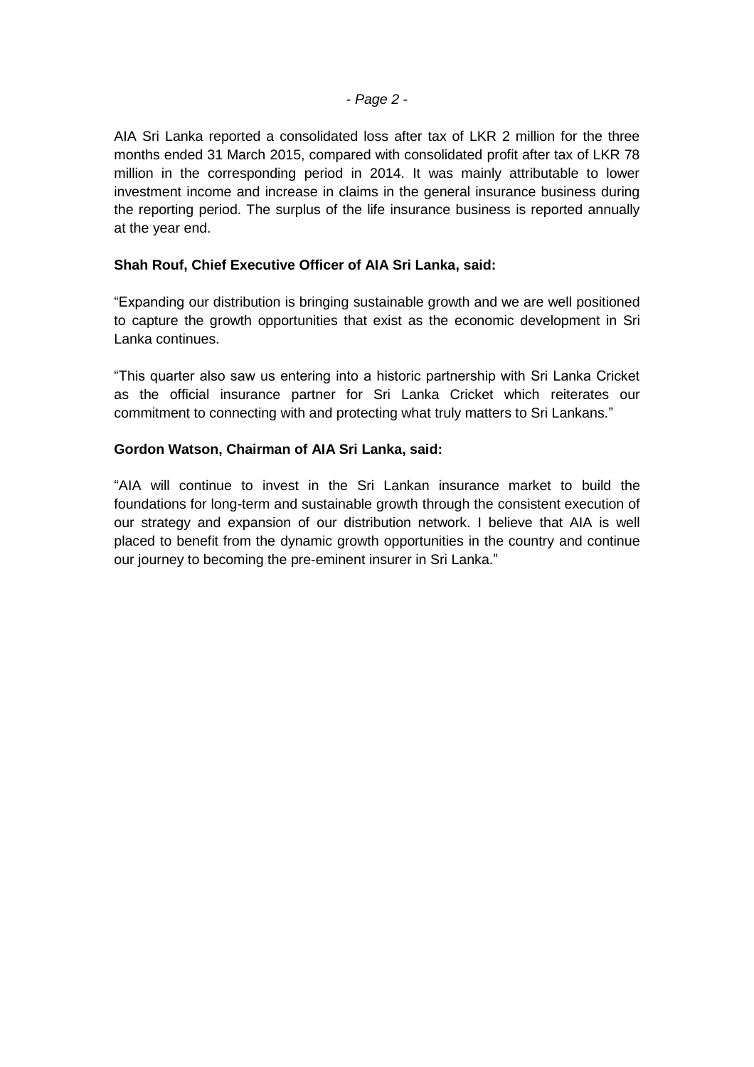AIA Sri Lanka reported a consolidated loss after tax of LKR 2 million for the three months ended 31 March 2015, compared with consolidated profit after tax of LKR 78 million in the corresponding period in 2014. It was mainly attributable to lower investment income and increase in claims in the general insurance business during the reporting period. The surplus of the life insurance business is reported annually at the year end.

**Shah Rouf, Chief Executive Officer of AIA Sri Lanka, said:**

"Expanding our distribution is bringing sustainable growth and we are well positioned to capture the growth opportunities that exist as the economic development in Sri Lanka continues.

"This quarter also saw us entering into a historic partnership with Sri Lanka Cricket as the official insurance partner for Sri Lanka Cricket which reiterates our commitment to connecting with and protecting what truly matters to Sri Lankans."

**Gordon Watson, Chairman of AIA Sri Lanka, said:**

"AIA will continue to invest in the Sri Lankan insurance market to build the foundations for long-term and sustainable growth through the consistent execution of our strategy and expansion of our distribution network. I believe that AIA is well placed to benefit from the dynamic growth opportunities in the country and continue our journey to becoming the pre-eminent insurer in Sri Lanka."